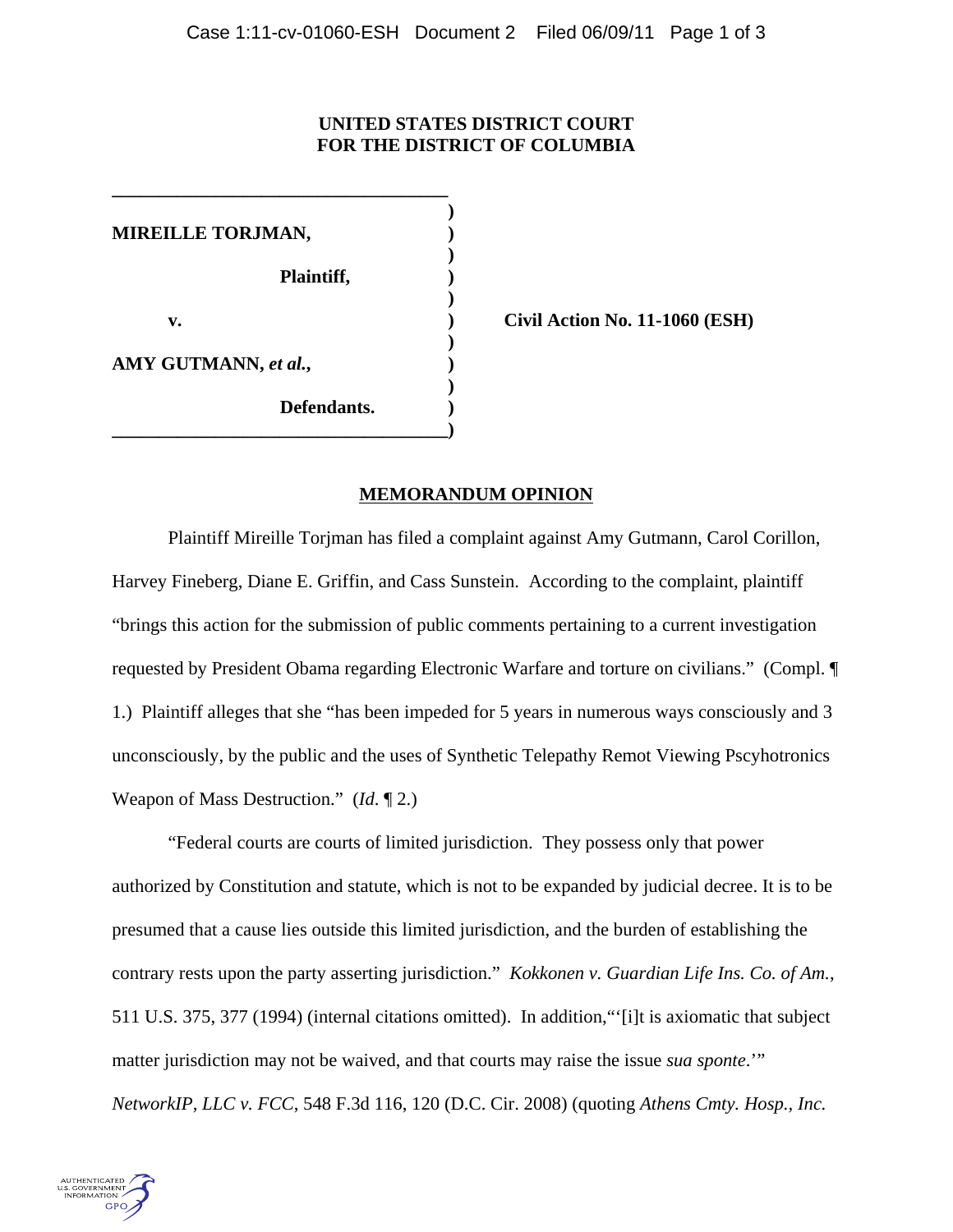**UNITED STATES DISTRICT COURT**
**FOR THE DISTRICT OF COLUMBIA**

| | | |
|---|---|---|
| **MIREILLE TORJMAN,** | ) | |
| **Plaintiff,** | ) | |
| **v.** | ) | **Civil Action No. 11-1060 (ESH)** |
| **AMY GUTMANN, *et al.*,** | ) | |
| **Defendants.** | ) | |

## MEMORANDUM OPINION

Plaintiff Mireille Torjman has filed a complaint against Amy Gutmann, Carol Corillon, Harvey Fineberg, Diane E. Griffin, and Cass Sunstein. According to the complaint, plaintiff "brings this action for the submission of public comments pertaining to a current investigation requested by President Obama regarding Electronic Warfare and torture on civilians." (Compl. ¶ 1.) Plaintiff alleges that she "has been impeded for 5 years in numerous ways consciously and 3 unconsciously, by the public and the uses of Synthetic Telepathy Remot Viewing Pscyhotronics Weapon of Mass Destruction." (*Id*. ¶ 2.)

"Federal courts are courts of limited jurisdiction. They possess only that power authorized by Constitution and statute, which is not to be expanded by judicial decree. It is to be presumed that a cause lies outside this limited jurisdiction, and the burden of establishing the contrary rests upon the party asserting jurisdiction." *Kokkonen v. Guardian Life Ins. Co. of Am.*, 511 U.S. 375, 377 (1994) (internal citations omitted). In addition,"'[i]t is axiomatic that subject matter jurisdiction may not be waived, and that courts may raise the issue *sua sponte*.'" *NetworkIP, LLC v. FCC*, 548 F.3d 116, 120 (D.C. Cir. 2008) (quoting *Athens Cmty. Hosp., Inc.*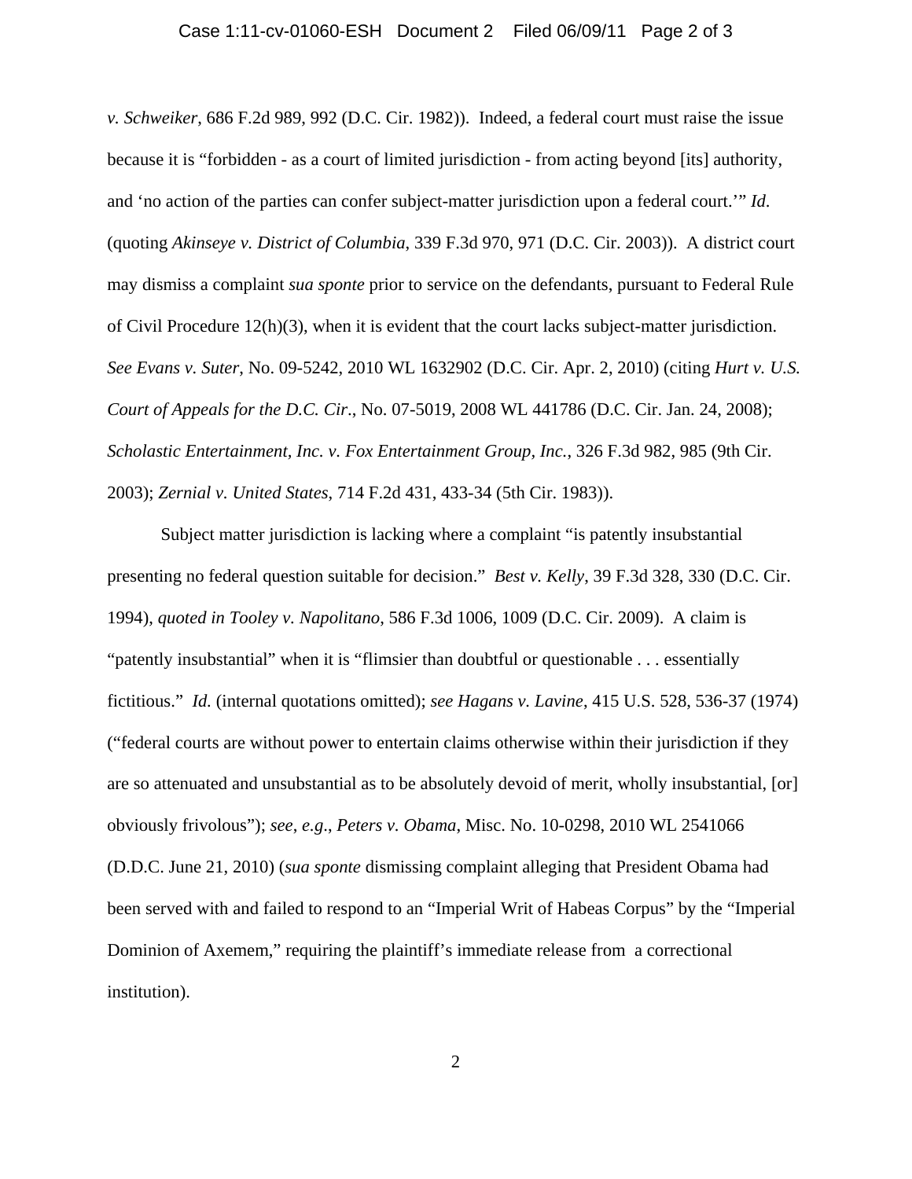*v. Schweiker*, 686 F.2d 989, 992 (D.C. Cir. 1982)). Indeed, a federal court must raise the issue because it is "forbidden - as a court of limited jurisdiction - from acting beyond [its] authority, and 'no action of the parties can confer subject-matter jurisdiction upon a federal court.'" *Id.* (quoting *Akinseye v. District of Columbia*, 339 F.3d 970, 971 (D.C. Cir. 2003)). A district court may dismiss a complaint *sua sponte* prior to service on the defendants, pursuant to Federal Rule of Civil Procedure 12(h)(3), when it is evident that the court lacks subject-matter jurisdiction. *See Evans v. Suter*, No. 09-5242, 2010 WL 1632902 (D.C. Cir. Apr. 2, 2010) (citing *Hurt v. U.S. Court of Appeals for the D.C. Cir*., No. 07-5019, 2008 WL 441786 (D.C. Cir. Jan. 24, 2008); *Scholastic Entertainment, Inc. v. Fox Entertainment Group, Inc.*, 326 F.3d 982, 985 (9th Cir. 2003); *Zernial v. United States*, 714 F.2d 431, 433-34 (5th Cir. 1983)).

Subject matter jurisdiction is lacking where a complaint "is patently insubstantial presenting no federal question suitable for decision." *Best v. Kelly*, 39 F.3d 328, 330 (D.C. Cir. 1994), *quoted in Tooley v. Napolitano*, 586 F.3d 1006, 1009 (D.C. Cir. 2009). A claim is "patently insubstantial" when it is "flimsier than doubtful or questionable . . . essentially fictitious." *Id.* (internal quotations omitted); *see Hagans v. Lavine*, 415 U.S. 528, 536-37 (1974) ("federal courts are without power to entertain claims otherwise within their jurisdiction if they are so attenuated and unsubstantial as to be absolutely devoid of merit, wholly insubstantial, [or] obviously frivolous"); *see, e.g.*, *Peters v. Obama*, Misc. No. 10-0298, 2010 WL 2541066 (D.D.C. June 21, 2010) (*sua sponte* dismissing complaint alleging that President Obama had been served with and failed to respond to an "Imperial Writ of Habeas Corpus" by the "Imperial Dominion of Axemem," requiring the plaintiff's immediate release from a correctional institution).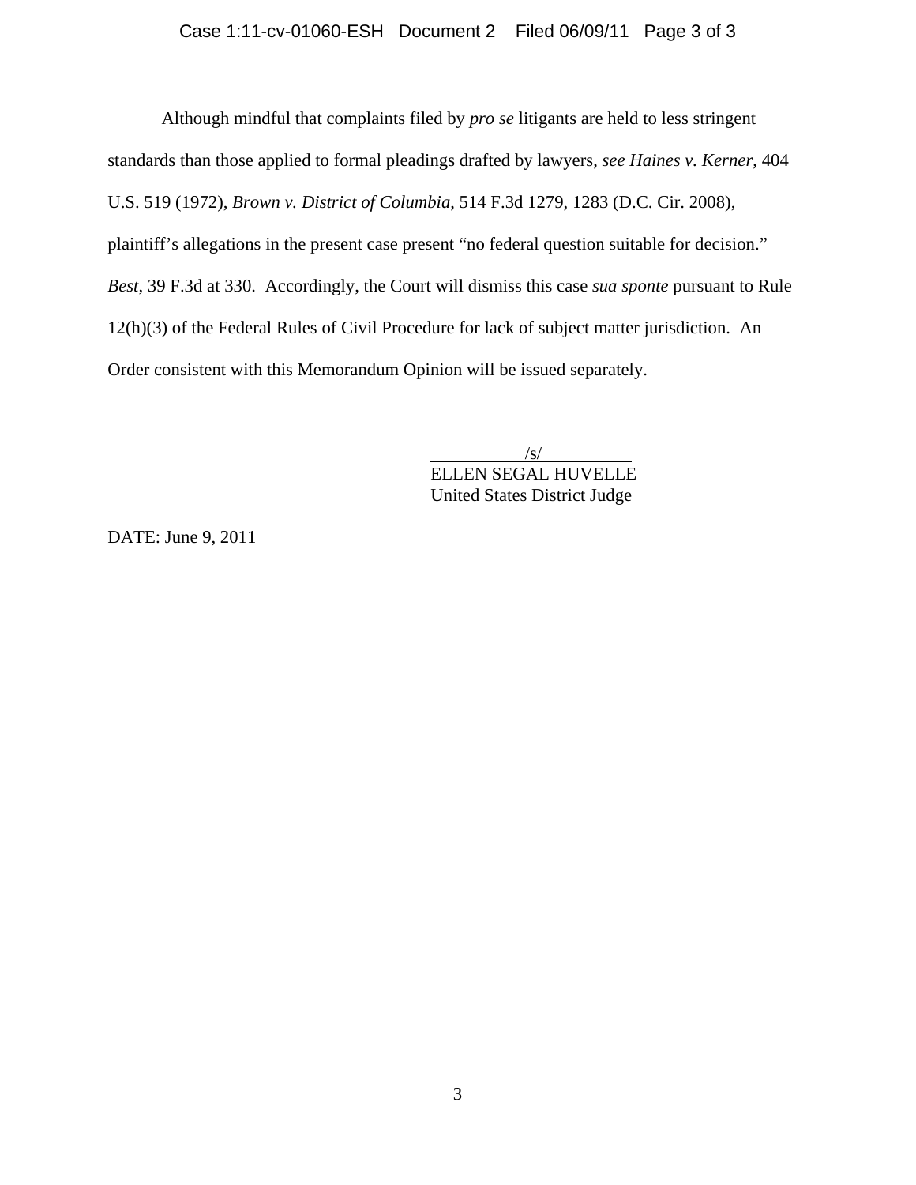Although mindful that complaints filed by *pro se* litigants are held to less stringent standards than those applied to formal pleadings drafted by lawyers, *see Haines v. Kerner*, 404 U.S. 519 (1972), *Brown v. District of Columbia*, 514 F.3d 1279, 1283 (D.C. Cir. 2008), plaintiff's allegations in the present case present "no federal question suitable for decision." *Best*, 39 F.3d at 330. Accordingly, the Court will dismiss this case *sua sponte* pursuant to Rule 12(h)(3) of the Federal Rules of Civil Procedure for lack of subject matter jurisdiction. An Order consistent with this Memorandum Opinion will be issued separately.

/s/
ELLEN SEGAL HUVELLE
United States District Judge

DATE: June 9, 2011